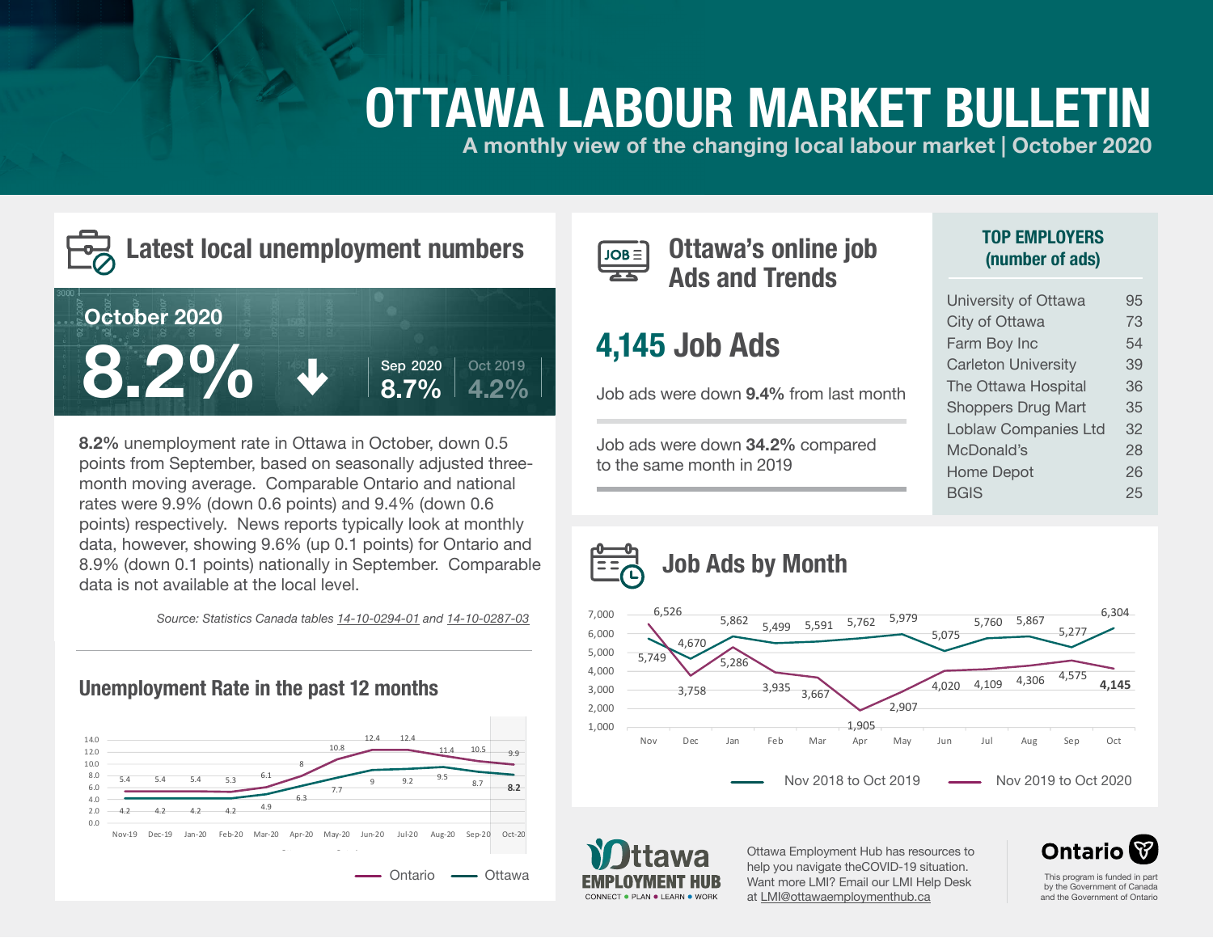# OTTAWA LABOUR MARKET BULLETIN

A monthly view of the changing local labour market | October 2020

## Latest local unemployment numbers

**October 2020**

**8.2%** ↓

Sep 2020 **8.7%** | Oct 2019 **4.2%**

**8.2%** unemployment rate in Ottawa in October, down 0.5 points from September, based on seasonally adjusted three-month moving average. Comparable Ontario and national rates were 9.9% (down 0.6 points) and 9.4% (down 0.6 points) respectively. News reports typically look at monthly data, however, showing 9.6% (up 0.1 points) for Ontario and 8.9% (down 0.1 points) nationally in September. Comparable data is not available at the local level.

*Source: Statistics Canada tables 14-10-0294-01 and 14-10-0287-03*

### Unemployment Rate in the past 12 months

| | Nov-19 | Dec-19 | Jan-20 | Feb-20 | Mar-20 | Apr-20 | May-20 | Jun-20 | Jul-20 | Aug-20 | Sep-20 | Oct-20 |
|---|---|---|---|---|---|---|---|---|---|---|---|---|
| Ontario | 5.4 | 5.4 | 5.4 | 5.3 | 6.1 | 8 | 10.8 | 12.4 | 12.4 | 11.4 | 10.5 | 9.9 |
| Ottawa | 4.2 | 4.2 | 4.2 | 4.2 | 4.9 | 6.3 | 7.7 | 9 | 9.2 | 9.5 | 8.7 | 8.2 |

## Ottawa's online job Ads and Trends

**4,145 Job Ads**

Job ads were down **9.4%** from last month

Job ads were down **34.2%** compared to the same month in 2019

### TOP EMPLOYERS (number of ads)

| Employer | Ads |
|---|---|
| University of Ottawa | 95 |
| City of Ottawa | 73 |
| Farm Boy Inc | 54 |
| Carleton University | 39 |
| The Ottawa Hospital | 36 |
| Shoppers Drug Mart | 35 |
| Loblaw Companies Ltd | 32 |
| McDonald's | 28 |
| Home Depot | 26 |
| BGIS | 25 |

## Job Ads by Month

| | Nov | Dec | Jan | Feb | Mar | Apr | May | Jun | Jul | Aug | Sep | Oct |
|---|---|---|---|---|---|---|---|---|---|---|---|---|
| Nov 2018 to Oct 2019 | 5,749 | 4,670 | 5,862 | 5,499 | 5,591 | 5,762 | 5,979 | 5,075 | 5,760 | 5,867 | 5,277 | 6,304 |
| Nov 2019 to Oct 2020 | 6,526 | 3,758 | 5,286 | 3,935 | 3,667 | 1,905 | 2,907 | 4,020 | 4,109 | 4,306 | 4,575 | 4,145 |

Ottawa EMPLOYMENT HUB — CONNECT • PLAN • LEARN • WORK

Ottawa Employment Hub has resources to help you navigate theCOVID-19 situation. Want more LMI? Email our LMI Help Desk at LMI@ottawaemploymenthub.ca

Ontario — This program is funded in part by the Government of Canada and the Government of Ontario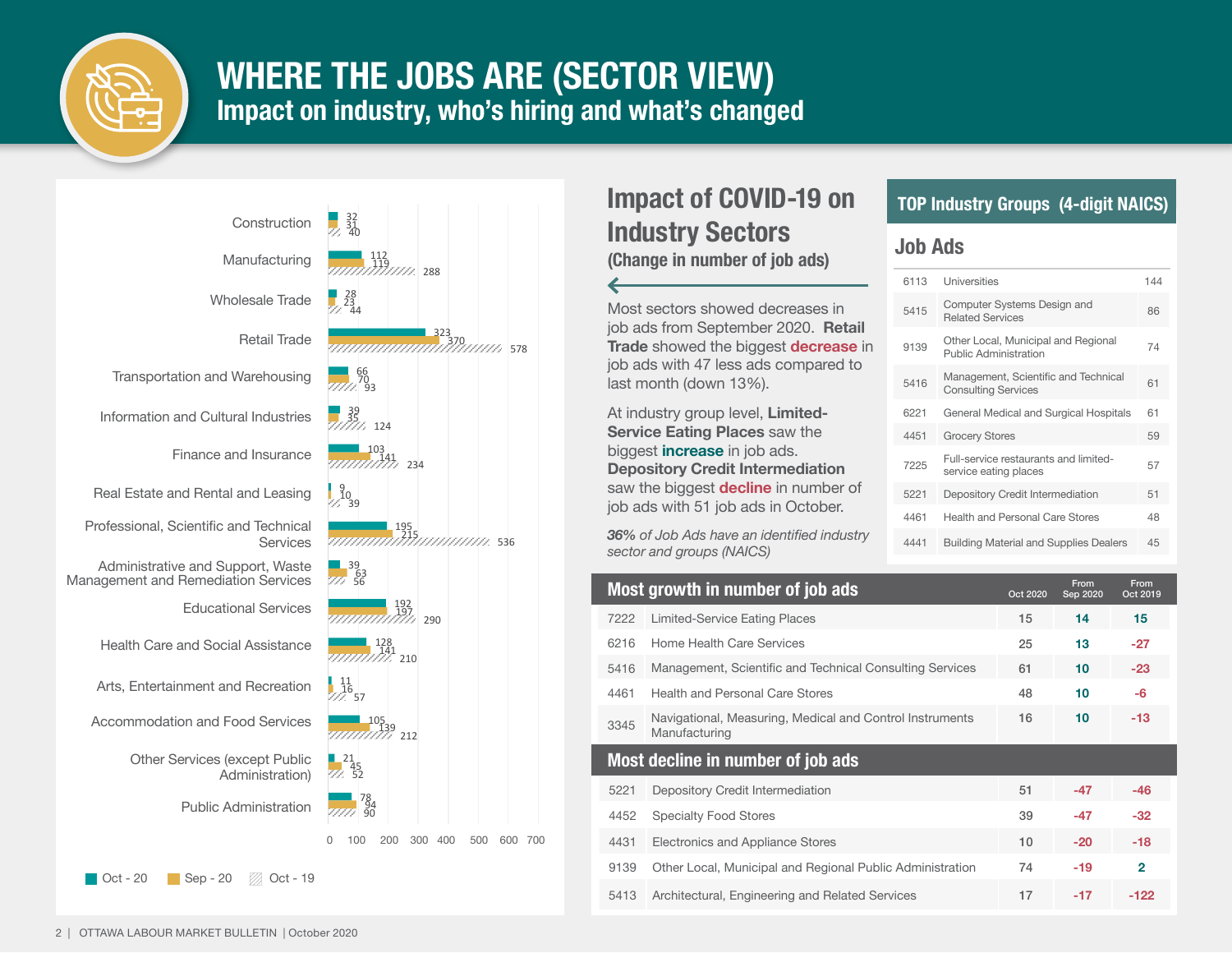# WHERE THE JOBS ARE (SECTOR VIEW)

## Impact on industry, who's hiring and what's changed

| Sector | Oct - 20 | Sep - 20 | Oct - 19 |
|---|---|---|---|
| Construction | 32 | 31 | 40 |
| Manufacturing | 112 | 119 | 288 |
| Wholesale Trade | 28 | 23 | 44 |
| Retail Trade | 323 | 370 | 578 |
| Transportation and Warehousing | 66 | 70 | 93 |
| Information and Cultural Industries | 39 | 35 | 124 |
| Finance and Insurance | 103 | 141 | 234 |
| Real Estate and Rental and Leasing | 9 | 10 | 39 |
| Professional, Scientific and Technical Services | 195 | 215 | 536 |
| Administrative and Support, Waste Management and Remediation Services | 39 | 63 | 56 |
| Educational Services | 192 | 197 | 290 |
| Health Care and Social Assistance | 128 | 141 | 210 |
| Arts, Entertainment and Recreation | 11 | 16 | 57 |
| Accommodation and Food Services | 105 | 139 | 212 |
| Other Services (except Public Administration) | 21 | 45 | 52 |
| Public Administration | 78 | 94 | 90 |

## Impact of COVID-19 on Industry Sectors

### (Change in number of job ads)

Most sectors showed decreases in job ads from September 2020. **Retail Trade** showed the biggest **decrease** in job ads with 47 less ads compared to last month (down 13%).

At industry group level, **Limited-Service Eating Places** saw the biggest **increase** in job ads. **Depository Credit Intermediation** saw the biggest **decline** in number of job ads with 51 job ads in October.

*36% of Job Ads have an identified industry sector and groups (NAICS)*

## TOP Industry Groups (4-digit NAICS)

### Job Ads

| NAICS | Industry Group | Job Ads |
|---|---|---|
| 6113 | Universities | 144 |
| 5415 | Computer Systems Design and Related Services | 86 |
| 9139 | Other Local, Municipal and Regional Public Administration | 74 |
| 5416 | Management, Scientific and Technical Consulting Services | 61 |
| 6221 | General Medical and Surgical Hospitals | 61 |
| 4451 | Grocery Stores | 59 |
| 7225 | Full-service restaurants and limited-service eating places | 57 |
| 5221 | Depository Credit Intermediation | 51 |
| 4461 | Health and Personal Care Stores | 48 |
| 4441 | Building Material and Supplies Dealers | 45 |

| NAICS | Most growth in number of job ads | Oct 2020 | From Sep 2020 | From Oct 2019 |
|---|---|---|---|---|
| 7222 | Limited-Service Eating Places | 15 | 14 | 15 |
| 6216 | Home Health Care Services | 25 | 13 | -27 |
| 5416 | Management, Scientific and Technical Consulting Services | 61 | 10 | -23 |
| 4461 | Health and Personal Care Stores | 48 | 10 | -6 |
| 3345 | Navigational, Measuring, Medical and Control Instruments Manufacturing | 16 | 10 | -13 |

| NAICS | Most decline in number of job ads | Oct 2020 | From Sep 2020 | From Oct 2019 |
|---|---|---|---|---|
| 5221 | Depository Credit Intermediation | 51 | -47 | -46 |
| 4452 | Specialty Food Stores | 39 | -47 | -32 |
| 4431 | Electronics and Appliance Stores | 10 | -20 | -18 |
| 9139 | Other Local, Municipal and Regional Public Administration | 74 | -19 | 2 |
| 5413 | Architectural, Engineering and Related Services | 17 | -17 | -122 |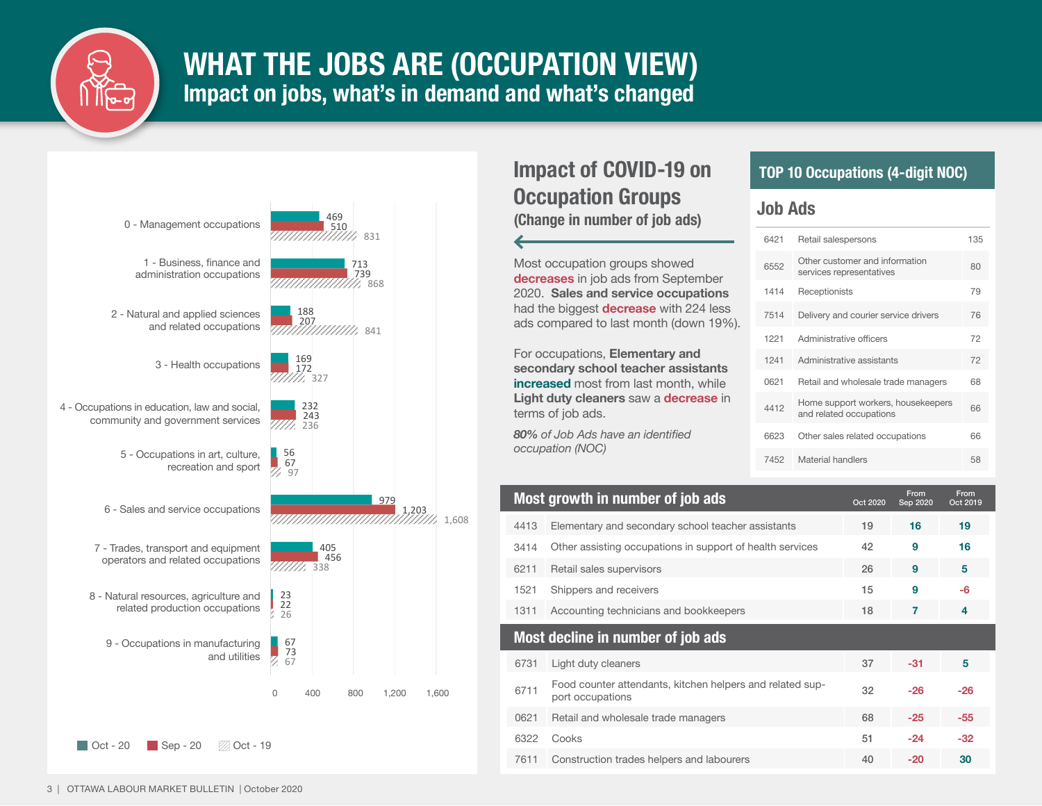# WHAT THE JOBS ARE (OCCUPATION VIEW)

## Impact on jobs, what's in demand and what's changed

| Occupation group | Oct - 20 | Sep - 20 | Oct - 19 |
|---|---|---|---|
| 0 - Management occupations | 469 | 510 | 831 |
| 1 - Business, finance and administration occupations | 713 | 739 | 868 |
| 2 - Natural and applied sciences and related occupations | 188 | 207 | 841 |
| 3 - Health occupations | 169 | 172 | 327 |
| 4 - Occupations in education, law and social, community and government services | 232 | 243 | 236 |
| 5 - Occupations in art, culture, recreation and sport | 56 | 67 | 97 |
| 6 - Sales and service occupations | 979 | 1,203 | 1,608 |
| 7 - Trades, transport and equipment operators and related occupations | 405 | 456 | 338 |
| 8 - Natural resources, agriculture and related production occupations | 23 | 22 | 26 |
| 9 - Occupations in manufacturing and utilities | 67 | 73 | 67 |

## Impact of COVID-19 on Occupation Groups

### (Change in number of job ads)

Most occupation groups showed **decreases** in job ads from September 2020. **Sales and service occupations** had the biggest **decrease** with 224 less ads compared to last month (down 19%).

For occupations, **Elementary and secondary school teacher assistants increased** most from last month, while **Light duty cleaners** saw a **decrease** in terms of job ads.

*80% of Job Ads have an identified occupation (NOC)*

## TOP 10 Occupations (4-digit NOC)

### Job Ads

| NOC | Occupation | Job Ads |
|---|---|---|
| 6421 | Retail salespersons | 135 |
| 6552 | Other customer and information services representatives | 80 |
| 1414 | Receptionists | 79 |
| 7514 | Delivery and courier service drivers | 76 |
| 1221 | Administrative officers | 72 |
| 1241 | Administrative assistants | 72 |
| 0621 | Retail and wholesale trade managers | 68 |
| 4412 | Home support workers, housekeepers and related occupations | 66 |
| 6623 | Other sales related occupations | 66 |
| 7452 | Material handlers | 58 |

## Most growth in number of job ads

| NOC | Occupation | Oct 2020 | From Sep 2020 | From Oct 2019 |
|---|---|---|---|---|
| 4413 | Elementary and secondary school teacher assistants | 19 | 16 | 19 |
| 3414 | Other assisting occupations in support of health services | 42 | 9 | 16 |
| 6211 | Retail sales supervisors | 26 | 9 | 5 |
| 1521 | Shippers and receivers | 15 | 9 | -6 |
| 1311 | Accounting technicians and bookkeepers | 18 | 7 | 4 |

## Most decline in number of job ads

| NOC | Occupation | Oct 2020 | From Sep 2020 | From Oct 2019 |
|---|---|---|---|---|
| 6731 | Light duty cleaners | 37 | -31 | 5 |
| 6711 | Food counter attendants, kitchen helpers and related support occupations | 32 | -26 | -26 |
| 0621 | Retail and wholesale trade managers | 68 | -25 | -55 |
| 6322 | Cooks | 51 | -24 | -32 |
| 7611 | Construction trades helpers and labourers | 40 | -20 | 30 |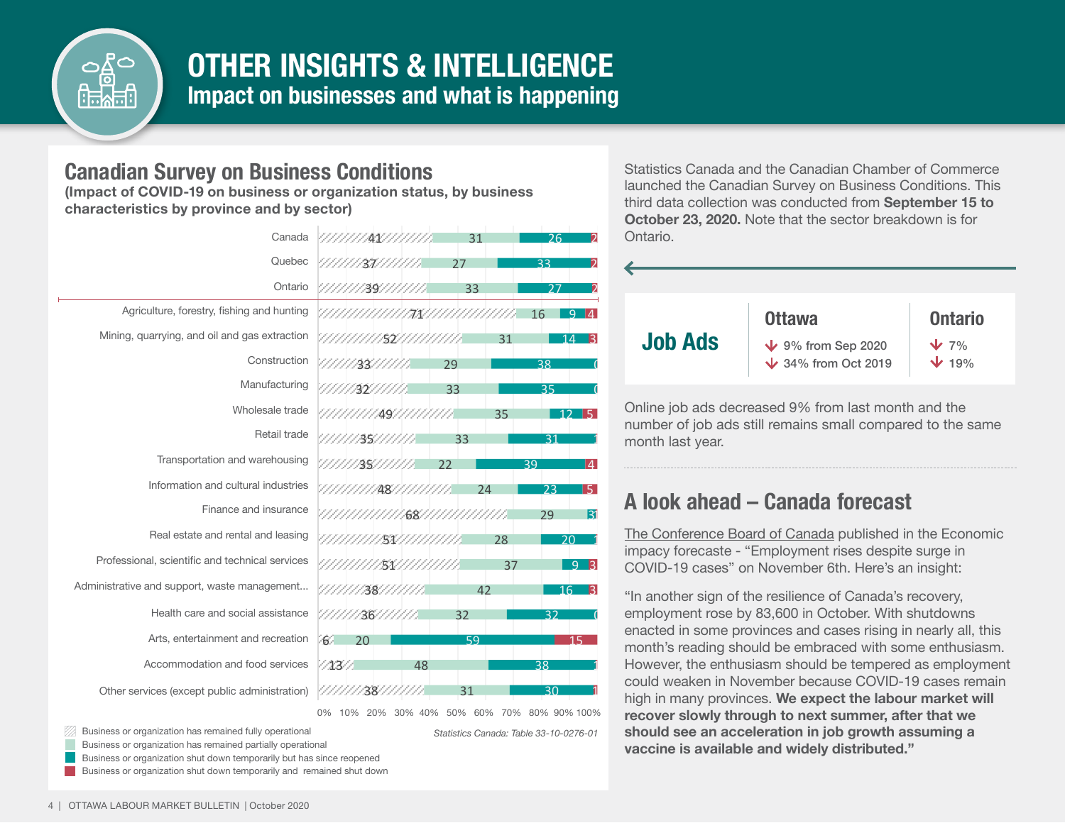# OTHER INSIGHTS & INTELLIGENCE

## Impact on businesses and what is happening

### Canadian Survey on Business Conditions

**(Impact of COVID-19 on business or organization status, by business characteristics by province and by sector)**

Canada 41 31 26 2
Quebec 37 27 33 2
Ontario 39 33 27 2
Agriculture, forestry, fishing and hunting 71 16 9 4
Mining, quarrying, and oil and gas extraction 52 31 14 3
Construction 33 29 38 0
Manufacturing 32 33 35 0
Wholesale trade 49 35 12 5
Retail trade 35 33 31 1
Transportation and warehousing 35 22 39 4
Information and cultural industries 48 24 23 5
Finance and insurance 68 29 3 1
Real estate and rental and leasing 51 28 20 1
Professional, scientific and technical services 51 37 9 3
Administrative and support, waste management... 38 42 16 3
Health care and social assistance 36 32 32 0
Arts, entertainment and recreation 6 20 59 15
Accommodation and food services 13 48 38 1
Other services (except public administration) 38 31 30 1

0% 10% 20% 30% 40% 50% 60% 70% 80% 90% 100%

Business or organization has remained fully operational
Business or organization has remained partially operational
Business or organization shut down temporarily but has since reopened
Business or organization shut down temporarily and remained shut down

*Statistics Canada: Table 33-10-0276-01*

Statistics Canada and the Canadian Chamber of Commerce launched the Canadian Survey on Business Conditions. This third data collection was conducted from **September 15 to October 23, 2020.** Note that the sector breakdown is for Ontario.

| Job Ads | Ottawa | Ontario |
|---|---|---|
| | ↓ 9% from Sep 2020 | ↓ 7% |
| | ↓ 34% from Oct 2019 | ↓ 19% |

Online job ads decreased 9% from last month and the number of job ads still remains small compared to the same month last year.

### A look ahead – Canada forecast

The Conference Board of Canada published in the Economic impact forecaste - "Employment rises despite surge in COVID-19 cases" on November 6th. Here's an insight:

"In another sign of the resilience of Canada's recovery, employment rose by 83,600 in October. With shutdowns enacted in some provinces and cases rising in nearly all, this month's reading should be embraced with some enthusiasm. However, the enthusiasm should be tempered as employment could weaken in November because COVID-19 cases remain high in many provinces. **We expect the labour market will recover slowly through to next summer, after that we should see an acceleration in job growth assuming a vaccine is available and widely distributed."**